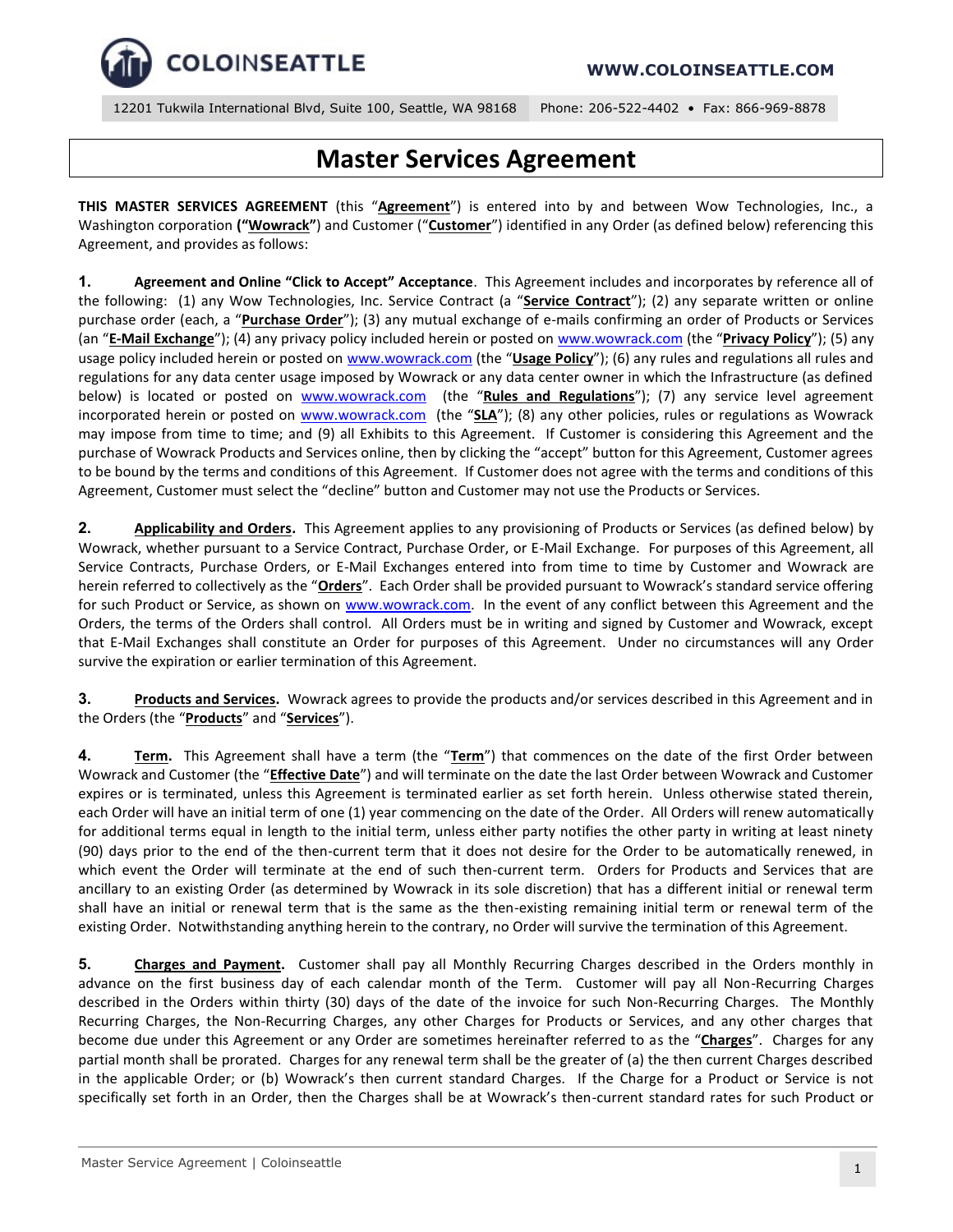COLOINSEATTLE

WWW.COLOINSEATTLE.COM

12201 Tukwila International Blvd, Suite 100, Seattle, WA 98168    Phone: 206-522-4402 • Fax: 866-969-8878

# Master Services Agreement

**THIS MASTER SERVICES AGREEMENT** (this "**Agreement**") is entered into by and between Wow Technologies, Inc., a Washington corporation **("Wowrack"**) and Customer ("**Customer**") identified in any Order (as defined below) referencing this Agreement, and provides as follows:

**1. Agreement and Online "Click to Accept" Acceptance**. This Agreement includes and incorporates by reference all of the following: (1) any Wow Technologies, Inc. Service Contract (a "**Service Contract**"); (2) any separate written or online purchase order (each, a "**Purchase Order**"); (3) any mutual exchange of e-mails confirming an order of Products or Services (an "**E-Mail Exchange**"); (4) any privacy policy included herein or posted on www.wowrack.com (the "**Privacy Policy**"); (5) any usage policy included herein or posted on www.wowrack.com (the "**Usage Policy**"); (6) any rules and regulations all rules and regulations for any data center usage imposed by Wowrack or any data center owner in which the Infrastructure (as defined below) is located or posted on www.wowrack.com (the "**Rules and Regulations**"); (7) any service level agreement incorporated herein or posted on www.wowrack.com (the "**SLA**"); (8) any other policies, rules or regulations as Wowrack may impose from time to time; and (9) all Exhibits to this Agreement. If Customer is considering this Agreement and the purchase of Wowrack Products and Services online, then by clicking the "accept" button for this Agreement, Customer agrees to be bound by the terms and conditions of this Agreement. If Customer does not agree with the terms and conditions of this Agreement, Customer must select the "decline" button and Customer may not use the Products or Services.

**2. Applicability and Orders.** This Agreement applies to any provisioning of Products or Services (as defined below) by Wowrack, whether pursuant to a Service Contract, Purchase Order, or E-Mail Exchange. For purposes of this Agreement, all Service Contracts, Purchase Orders, or E-Mail Exchanges entered into from time to time by Customer and Wowrack are herein referred to collectively as the "**Orders**". Each Order shall be provided pursuant to Wowrack's standard service offering for such Product or Service, as shown on www.wowrack.com. In the event of any conflict between this Agreement and the Orders, the terms of the Orders shall control. All Orders must be in writing and signed by Customer and Wowrack, except that E-Mail Exchanges shall constitute an Order for purposes of this Agreement. Under no circumstances will any Order survive the expiration or earlier termination of this Agreement.

**3. Products and Services.** Wowrack agrees to provide the products and/or services described in this Agreement and in the Orders (the "**Products**" and "**Services**").

**4. Term.** This Agreement shall have a term (the "**Term**") that commences on the date of the first Order between Wowrack and Customer (the "**Effective Date**") and will terminate on the date the last Order between Wowrack and Customer expires or is terminated, unless this Agreement is terminated earlier as set forth herein. Unless otherwise stated therein, each Order will have an initial term of one (1) year commencing on the date of the Order. All Orders will renew automatically for additional terms equal in length to the initial term, unless either party notifies the other party in writing at least ninety (90) days prior to the end of the then-current term that it does not desire for the Order to be automatically renewed, in which event the Order will terminate at the end of such then-current term. Orders for Products and Services that are ancillary to an existing Order (as determined by Wowrack in its sole discretion) that has a different initial or renewal term shall have an initial or renewal term that is the same as the then-existing remaining initial term or renewal term of the existing Order. Notwithstanding anything herein to the contrary, no Order will survive the termination of this Agreement.

**5. Charges and Payment.** Customer shall pay all Monthly Recurring Charges described in the Orders monthly in advance on the first business day of each calendar month of the Term. Customer will pay all Non-Recurring Charges described in the Orders within thirty (30) days of the date of the invoice for such Non-Recurring Charges. The Monthly Recurring Charges, the Non-Recurring Charges, any other Charges for Products or Services, and any other charges that become due under this Agreement or any Order are sometimes hereinafter referred to as the "**Charges**". Charges for any partial month shall be prorated. Charges for any renewal term shall be the greater of (a) the then current Charges described in the applicable Order; or (b) Wowrack's then current standard Charges. If the Charge for a Product or Service is not specifically set forth in an Order, then the Charges shall be at Wowrack's then-current standard rates for such Product or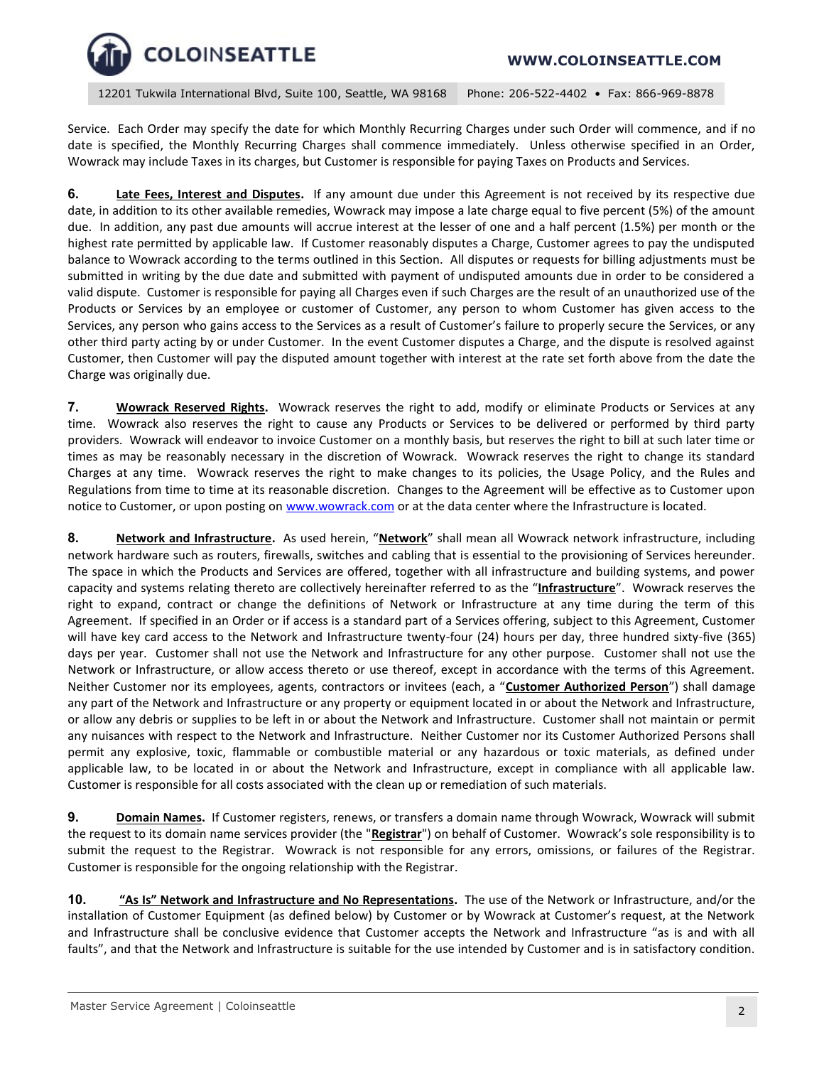Service. Each Order may specify the date for which Monthly Recurring Charges under such Order will commence, and if no date is specified, the Monthly Recurring Charges shall commence immediately. Unless otherwise specified in an Order, Wowrack may include Taxes in its charges, but Customer is responsible for paying Taxes on Products and Services.

**6.** **Late Fees, Interest and Disputes.** If any amount due under this Agreement is not received by its respective due date, in addition to its other available remedies, Wowrack may impose a late charge equal to five percent (5%) of the amount due. In addition, any past due amounts will accrue interest at the lesser of one and a half percent (1.5%) per month or the highest rate permitted by applicable law. If Customer reasonably disputes a Charge, Customer agrees to pay the undisputed balance to Wowrack according to the terms outlined in this Section. All disputes or requests for billing adjustments must be submitted in writing by the due date and submitted with payment of undisputed amounts due in order to be considered a valid dispute. Customer is responsible for paying all Charges even if such Charges are the result of an unauthorized use of the Products or Services by an employee or customer of Customer, any person to whom Customer has given access to the Services, any person who gains access to the Services as a result of Customer's failure to properly secure the Services, or any other third party acting by or under Customer. In the event Customer disputes a Charge, and the dispute is resolved against Customer, then Customer will pay the disputed amount together with interest at the rate set forth above from the date the Charge was originally due.

**7.** **Wowrack Reserved Rights.** Wowrack reserves the right to add, modify or eliminate Products or Services at any time. Wowrack also reserves the right to cause any Products or Services to be delivered or performed by third party providers. Wowrack will endeavor to invoice Customer on a monthly basis, but reserves the right to bill at such later time or times as may be reasonably necessary in the discretion of Wowrack. Wowrack reserves the right to change its standard Charges at any time. Wowrack reserves the right to make changes to its policies, the Usage Policy, and the Rules and Regulations from time to time at its reasonable discretion. Changes to the Agreement will be effective as to Customer upon notice to Customer, or upon posting on www.wowrack.com or at the data center where the Infrastructure is located.

**8.** **Network and Infrastructure.** As used herein, "**Network**" shall mean all Wowrack network infrastructure, including network hardware such as routers, firewalls, switches and cabling that is essential to the provisioning of Services hereunder. The space in which the Products and Services are offered, together with all infrastructure and building systems, and power capacity and systems relating thereto are collectively hereinafter referred to as the "**Infrastructure**". Wowrack reserves the right to expand, contract or change the definitions of Network or Infrastructure at any time during the term of this Agreement. If specified in an Order or if access is a standard part of a Services offering, subject to this Agreement, Customer will have key card access to the Network and Infrastructure twenty-four (24) hours per day, three hundred sixty-five (365) days per year. Customer shall not use the Network and Infrastructure for any other purpose. Customer shall not use the Network or Infrastructure, or allow access thereto or use thereof, except in accordance with the terms of this Agreement. Neither Customer nor its employees, agents, contractors or invitees (each, a "**Customer Authorized Person**") shall damage any part of the Network and Infrastructure or any property or equipment located in or about the Network and Infrastructure, or allow any debris or supplies to be left in or about the Network and Infrastructure. Customer shall not maintain or permit any nuisances with respect to the Network and Infrastructure. Neither Customer nor its Customer Authorized Persons shall permit any explosive, toxic, flammable or combustible material or any hazardous or toxic materials, as defined under applicable law, to be located in or about the Network and Infrastructure, except in compliance with all applicable law. Customer is responsible for all costs associated with the clean up or remediation of such materials.

**9.** **Domain Names.** If Customer registers, renews, or transfers a domain name through Wowrack, Wowrack will submit the request to its domain name services provider (the "**Registrar**") on behalf of Customer. Wowrack's sole responsibility is to submit the request to the Registrar. Wowrack is not responsible for any errors, omissions, or failures of the Registrar. Customer is responsible for the ongoing relationship with the Registrar.

**10.** **"As Is" Network and Infrastructure and No Representations.** The use of the Network or Infrastructure, and/or the installation of Customer Equipment (as defined below) by Customer or by Wowrack at Customer's request, at the Network and Infrastructure shall be conclusive evidence that Customer accepts the Network and Infrastructure "as is and with all faults", and that the Network and Infrastructure is suitable for the use intended by Customer and is in satisfactory condition.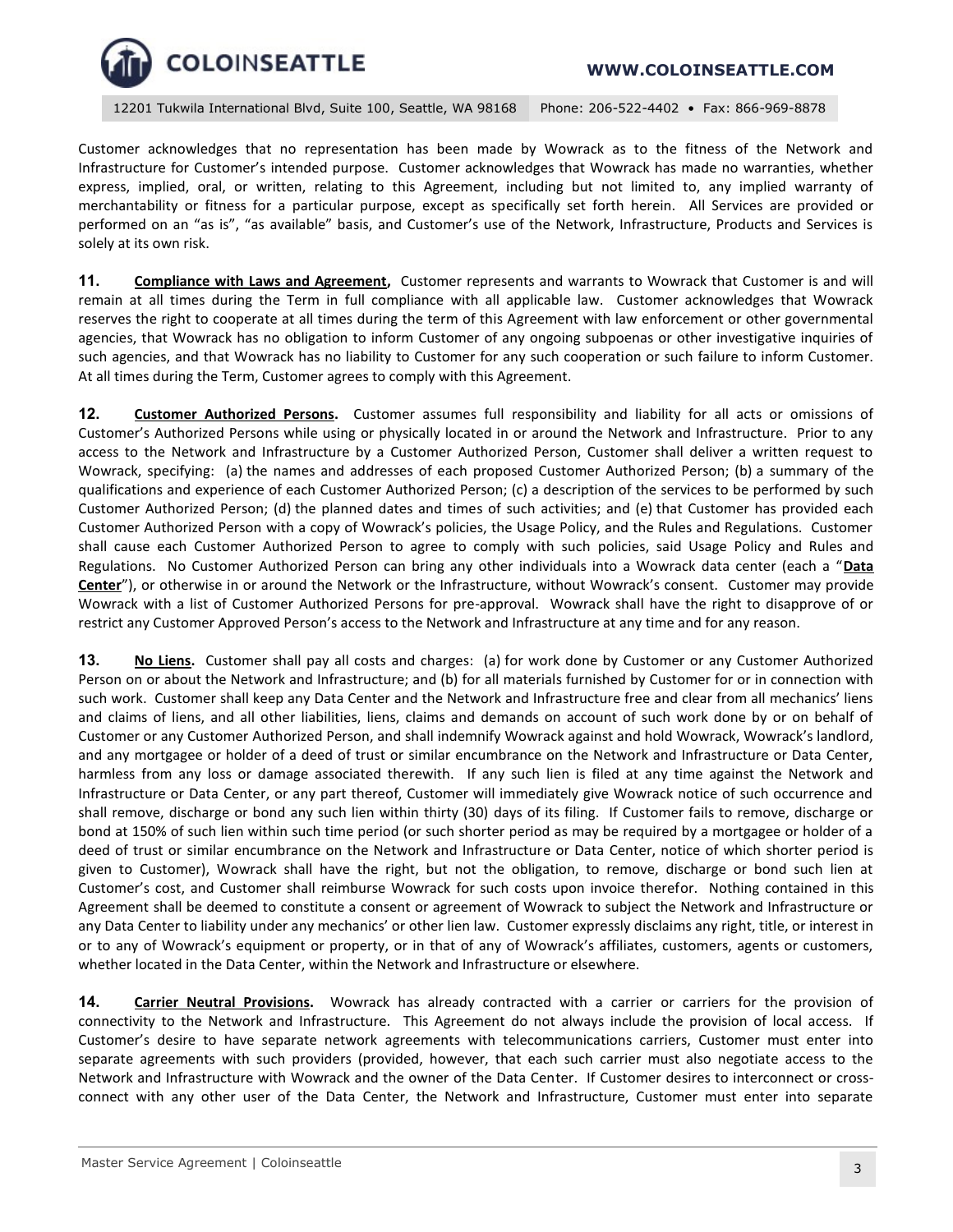Customer acknowledges that no representation has been made by Wowrack as to the fitness of the Network and Infrastructure for Customer's intended purpose. Customer acknowledges that Wowrack has made no warranties, whether express, implied, oral, or written, relating to this Agreement, including but not limited to, any implied warranty of merchantability or fitness for a particular purpose, except as specifically set forth herein. All Services are provided or performed on an "as is", "as available" basis, and Customer's use of the Network, Infrastructure, Products and Services is solely at its own risk.

**11. Compliance with Laws and Agreement,** Customer represents and warrants to Wowrack that Customer is and will remain at all times during the Term in full compliance with all applicable law. Customer acknowledges that Wowrack reserves the right to cooperate at all times during the term of this Agreement with law enforcement or other governmental agencies, that Wowrack has no obligation to inform Customer of any ongoing subpoenas or other investigative inquiries of such agencies, and that Wowrack has no liability to Customer for any such cooperation or such failure to inform Customer. At all times during the Term, Customer agrees to comply with this Agreement.

**12. Customer Authorized Persons.** Customer assumes full responsibility and liability for all acts or omissions of Customer's Authorized Persons while using or physically located in or around the Network and Infrastructure. Prior to any access to the Network and Infrastructure by a Customer Authorized Person, Customer shall deliver a written request to Wowrack, specifying: (a) the names and addresses of each proposed Customer Authorized Person; (b) a summary of the qualifications and experience of each Customer Authorized Person; (c) a description of the services to be performed by such Customer Authorized Person; (d) the planned dates and times of such activities; and (e) that Customer has provided each Customer Authorized Person with a copy of Wowrack's policies, the Usage Policy, and the Rules and Regulations. Customer shall cause each Customer Authorized Person to agree to comply with such policies, said Usage Policy and Rules and Regulations. No Customer Authorized Person can bring any other individuals into a Wowrack data center (each a "**Data Center**"), or otherwise in or around the Network or the Infrastructure, without Wowrack's consent. Customer may provide Wowrack with a list of Customer Authorized Persons for pre-approval. Wowrack shall have the right to disapprove of or restrict any Customer Approved Person's access to the Network and Infrastructure at any time and for any reason.

**13. No Liens.** Customer shall pay all costs and charges: (a) for work done by Customer or any Customer Authorized Person on or about the Network and Infrastructure; and (b) for all materials furnished by Customer for or in connection with such work. Customer shall keep any Data Center and the Network and Infrastructure free and clear from all mechanics' liens and claims of liens, and all other liabilities, liens, claims and demands on account of such work done by or on behalf of Customer or any Customer Authorized Person, and shall indemnify Wowrack against and hold Wowrack, Wowrack's landlord, and any mortgagee or holder of a deed of trust or similar encumbrance on the Network and Infrastructure or Data Center, harmless from any loss or damage associated therewith. If any such lien is filed at any time against the Network and Infrastructure or Data Center, or any part thereof, Customer will immediately give Wowrack notice of such occurrence and shall remove, discharge or bond any such lien within thirty (30) days of its filing. If Customer fails to remove, discharge or bond at 150% of such lien within such time period (or such shorter period as may be required by a mortgagee or holder of a deed of trust or similar encumbrance on the Network and Infrastructure or Data Center, notice of which shorter period is given to Customer), Wowrack shall have the right, but not the obligation, to remove, discharge or bond such lien at Customer's cost, and Customer shall reimburse Wowrack for such costs upon invoice therefor. Nothing contained in this Agreement shall be deemed to constitute a consent or agreement of Wowrack to subject the Network and Infrastructure or any Data Center to liability under any mechanics' or other lien law. Customer expressly disclaims any right, title, or interest in or to any of Wowrack's equipment or property, or in that of any of Wowrack's affiliates, customers, agents or customers, whether located in the Data Center, within the Network and Infrastructure or elsewhere.

**14. Carrier Neutral Provisions.** Wowrack has already contracted with a carrier or carriers for the provision of connectivity to the Network and Infrastructure. This Agreement do not always include the provision of local access. If Customer's desire to have separate network agreements with telecommunications carriers, Customer must enter into separate agreements with such providers (provided, however, that each such carrier must also negotiate access to the Network and Infrastructure with Wowrack and the owner of the Data Center. If Customer desires to interconnect or cross-connect with any other user of the Data Center, the Network and Infrastructure, Customer must enter into separate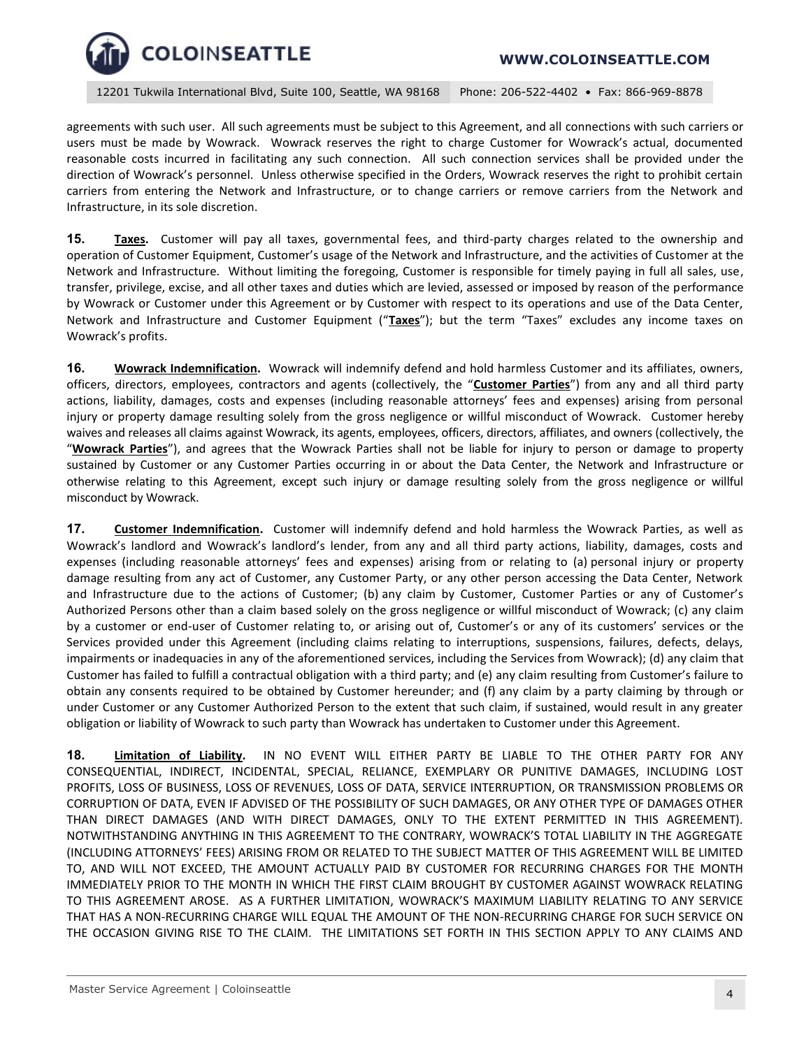agreements with such user. All such agreements must be subject to this Agreement, and all connections with such carriers or users must be made by Wowrack. Wowrack reserves the right to charge Customer for Wowrack's actual, documented reasonable costs incurred in facilitating any such connection. All such connection services shall be provided under the direction of Wowrack's personnel. Unless otherwise specified in the Orders, Wowrack reserves the right to prohibit certain carriers from entering the Network and Infrastructure, or to change carriers or remove carriers from the Network and Infrastructure, in its sole discretion.

**15. Taxes.** Customer will pay all taxes, governmental fees, and third-party charges related to the ownership and operation of Customer Equipment, Customer's usage of the Network and Infrastructure, and the activities of Customer at the Network and Infrastructure. Without limiting the foregoing, Customer is responsible for timely paying in full all sales, use, transfer, privilege, excise, and all other taxes and duties which are levied, assessed or imposed by reason of the performance by Wowrack or Customer under this Agreement or by Customer with respect to its operations and use of the Data Center, Network and Infrastructure and Customer Equipment ("**Taxes**"); but the term "Taxes" excludes any income taxes on Wowrack's profits.

**16. Wowrack Indemnification.** Wowrack will indemnify defend and hold harmless Customer and its affiliates, owners, officers, directors, employees, contractors and agents (collectively, the "**Customer Parties**") from any and all third party actions, liability, damages, costs and expenses (including reasonable attorneys' fees and expenses) arising from personal injury or property damage resulting solely from the gross negligence or willful misconduct of Wowrack. Customer hereby waives and releases all claims against Wowrack, its agents, employees, officers, directors, affiliates, and owners (collectively, the "**Wowrack Parties**"), and agrees that the Wowrack Parties shall not be liable for injury to person or damage to property sustained by Customer or any Customer Parties occurring in or about the Data Center, the Network and Infrastructure or otherwise relating to this Agreement, except such injury or damage resulting solely from the gross negligence or willful misconduct by Wowrack.

**17. Customer Indemnification.** Customer will indemnify defend and hold harmless the Wowrack Parties, as well as Wowrack's landlord and Wowrack's landlord's lender, from any and all third party actions, liability, damages, costs and expenses (including reasonable attorneys' fees and expenses) arising from or relating to (a) personal injury or property damage resulting from any act of Customer, any Customer Party, or any other person accessing the Data Center, Network and Infrastructure due to the actions of Customer; (b) any claim by Customer, Customer Parties or any of Customer's Authorized Persons other than a claim based solely on the gross negligence or willful misconduct of Wowrack; (c) any claim by a customer or end-user of Customer relating to, or arising out of, Customer's or any of its customers' services or the Services provided under this Agreement (including claims relating to interruptions, suspensions, failures, defects, delays, impairments or inadequacies in any of the aforementioned services, including the Services from Wowrack); (d) any claim that Customer has failed to fulfill a contractual obligation with a third party; and (e) any claim resulting from Customer's failure to obtain any consents required to be obtained by Customer hereunder; and (f) any claim by a party claiming by through or under Customer or any Customer Authorized Person to the extent that such claim, if sustained, would result in any greater obligation or liability of Wowrack to such party than Wowrack has undertaken to Customer under this Agreement.

**18. Limitation of Liability.** IN NO EVENT WILL EITHER PARTY BE LIABLE TO THE OTHER PARTY FOR ANY CONSEQUENTIAL, INDIRECT, INCIDENTAL, SPECIAL, RELIANCE, EXEMPLARY OR PUNITIVE DAMAGES, INCLUDING LOST PROFITS, LOSS OF BUSINESS, LOSS OF REVENUES, LOSS OF DATA, SERVICE INTERRUPTION, OR TRANSMISSION PROBLEMS OR CORRUPTION OF DATA, EVEN IF ADVISED OF THE POSSIBILITY OF SUCH DAMAGES, OR ANY OTHER TYPE OF DAMAGES OTHER THAN DIRECT DAMAGES (AND WITH DIRECT DAMAGES, ONLY TO THE EXTENT PERMITTED IN THIS AGREEMENT). NOTWITHSTANDING ANYTHING IN THIS AGREEMENT TO THE CONTRARY, WOWRACK'S TOTAL LIABILITY IN THE AGGREGATE (INCLUDING ATTORNEYS' FEES) ARISING FROM OR RELATED TO THE SUBJECT MATTER OF THIS AGREEMENT WILL BE LIMITED TO, AND WILL NOT EXCEED, THE AMOUNT ACTUALLY PAID BY CUSTOMER FOR RECURRING CHARGES FOR THE MONTH IMMEDIATELY PRIOR TO THE MONTH IN WHICH THE FIRST CLAIM BROUGHT BY CUSTOMER AGAINST WOWRACK RELATING TO THIS AGREEMENT AROSE. AS A FURTHER LIMITATION, WOWRACK'S MAXIMUM LIABILITY RELATING TO ANY SERVICE THAT HAS A NON-RECURRING CHARGE WILL EQUAL THE AMOUNT OF THE NON-RECURRING CHARGE FOR SUCH SERVICE ON THE OCCASION GIVING RISE TO THE CLAIM. THE LIMITATIONS SET FORTH IN THIS SECTION APPLY TO ANY CLAIMS AND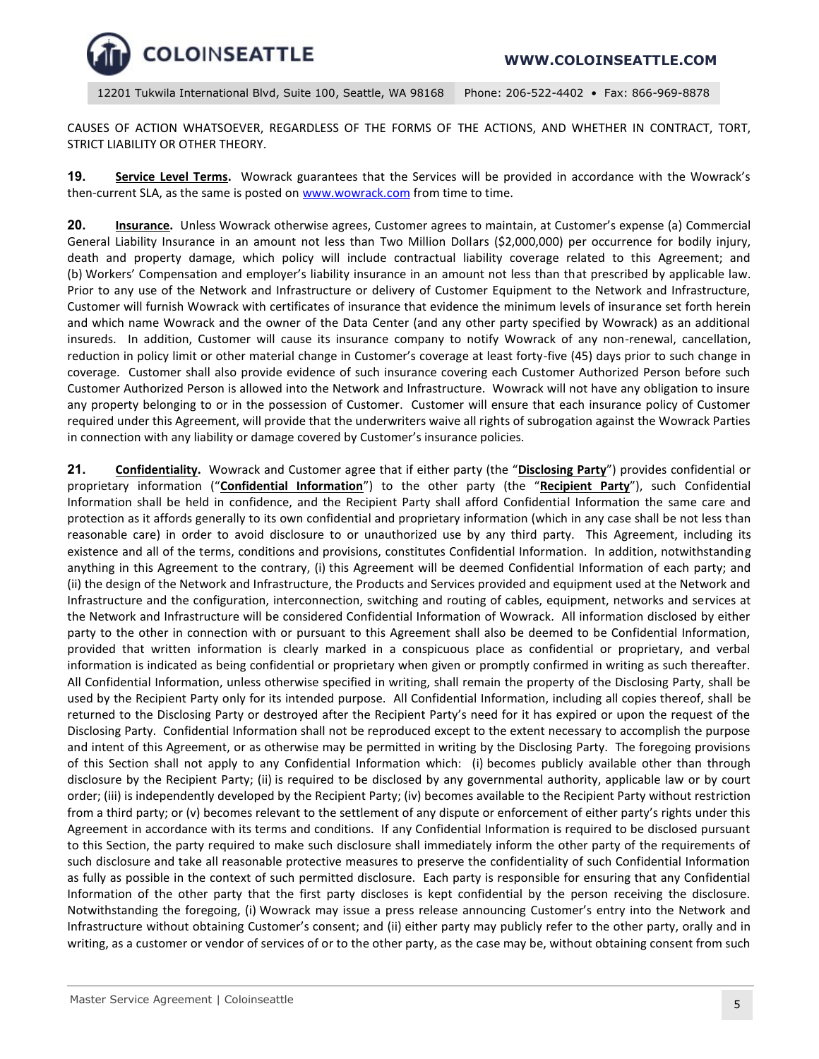CAUSES OF ACTION WHATSOEVER, REGARDLESS OF THE FORMS OF THE ACTIONS, AND WHETHER IN CONTRACT, TORT, STRICT LIABILITY OR OTHER THEORY.

**19.** **Service Level Terms.** Wowrack guarantees that the Services will be provided in accordance with the Wowrack's then-current SLA, as the same is posted on www.wowrack.com from time to time.

**20.** **Insurance.** Unless Wowrack otherwise agrees, Customer agrees to maintain, at Customer's expense (a) Commercial General Liability Insurance in an amount not less than Two Million Dollars ($2,000,000) per occurrence for bodily injury, death and property damage, which policy will include contractual liability coverage related to this Agreement; and (b) Workers' Compensation and employer's liability insurance in an amount not less than that prescribed by applicable law. Prior to any use of the Network and Infrastructure or delivery of Customer Equipment to the Network and Infrastructure, Customer will furnish Wowrack with certificates of insurance that evidence the minimum levels of insurance set forth herein and which name Wowrack and the owner of the Data Center (and any other party specified by Wowrack) as an additional insureds. In addition, Customer will cause its insurance company to notify Wowrack of any non-renewal, cancellation, reduction in policy limit or other material change in Customer's coverage at least forty-five (45) days prior to such change in coverage. Customer shall also provide evidence of such insurance covering each Customer Authorized Person before such Customer Authorized Person is allowed into the Network and Infrastructure. Wowrack will not have any obligation to insure any property belonging to or in the possession of Customer. Customer will ensure that each insurance policy of Customer required under this Agreement, will provide that the underwriters waive all rights of subrogation against the Wowrack Parties in connection with any liability or damage covered by Customer's insurance policies.

**21.** **Confidentiality.** Wowrack and Customer agree that if either party (the "**Disclosing Party**") provides confidential or proprietary information ("**Confidential Information**") to the other party (the "**Recipient Party**"), such Confidential Information shall be held in confidence, and the Recipient Party shall afford Confidential Information the same care and protection as it affords generally to its own confidential and proprietary information (which in any case shall be not less than reasonable care) in order to avoid disclosure to or unauthorized use by any third party. This Agreement, including its existence and all of the terms, conditions and provisions, constitutes Confidential Information. In addition, notwithstanding anything in this Agreement to the contrary, (i) this Agreement will be deemed Confidential Information of each party; and (ii) the design of the Network and Infrastructure, the Products and Services provided and equipment used at the Network and Infrastructure and the configuration, interconnection, switching and routing of cables, equipment, networks and services at the Network and Infrastructure will be considered Confidential Information of Wowrack. All information disclosed by either party to the other in connection with or pursuant to this Agreement shall also be deemed to be Confidential Information, provided that written information is clearly marked in a conspicuous place as confidential or proprietary, and verbal information is indicated as being confidential or proprietary when given or promptly confirmed in writing as such thereafter. All Confidential Information, unless otherwise specified in writing, shall remain the property of the Disclosing Party, shall be used by the Recipient Party only for its intended purpose. All Confidential Information, including all copies thereof, shall be returned to the Disclosing Party or destroyed after the Recipient Party's need for it has expired or upon the request of the Disclosing Party. Confidential Information shall not be reproduced except to the extent necessary to accomplish the purpose and intent of this Agreement, or as otherwise may be permitted in writing by the Disclosing Party. The foregoing provisions of this Section shall not apply to any Confidential Information which: (i) becomes publicly available other than through disclosure by the Recipient Party; (ii) is required to be disclosed by any governmental authority, applicable law or by court order; (iii) is independently developed by the Recipient Party; (iv) becomes available to the Recipient Party without restriction from a third party; or (v) becomes relevant to the settlement of any dispute or enforcement of either party's rights under this Agreement in accordance with its terms and conditions. If any Confidential Information is required to be disclosed pursuant to this Section, the party required to make such disclosure shall immediately inform the other party of the requirements of such disclosure and take all reasonable protective measures to preserve the confidentiality of such Confidential Information as fully as possible in the context of such permitted disclosure. Each party is responsible for ensuring that any Confidential Information of the other party that the first party discloses is kept confidential by the person receiving the disclosure. Notwithstanding the foregoing, (i) Wowrack may issue a press release announcing Customer's entry into the Network and Infrastructure without obtaining Customer's consent; and (ii) either party may publicly refer to the other party, orally and in writing, as a customer or vendor of services of or to the other party, as the case may be, without obtaining consent from such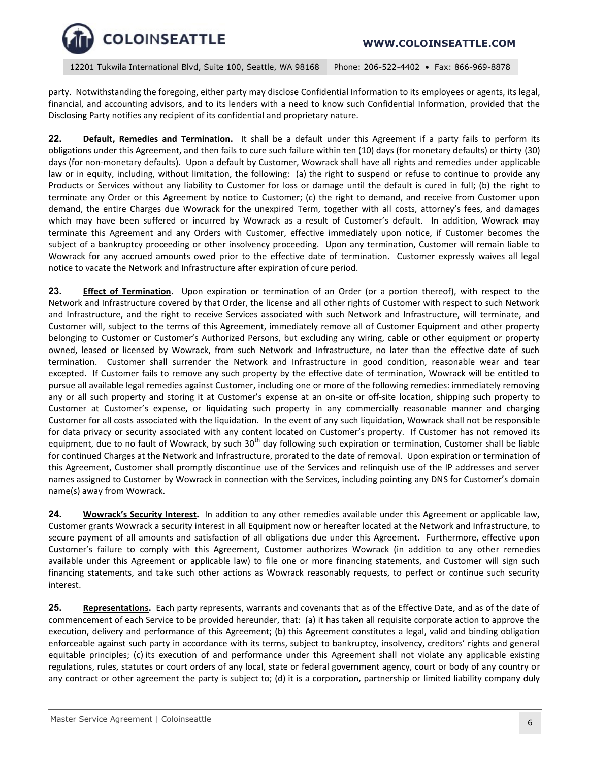party. Notwithstanding the foregoing, either party may disclose Confidential Information to its employees or agents, its legal, financial, and accounting advisors, and to its lenders with a need to know such Confidential Information, provided that the Disclosing Party notifies any recipient of its confidential and proprietary nature.

**22. Default, Remedies and Termination.** It shall be a default under this Agreement if a party fails to perform its obligations under this Agreement, and then fails to cure such failure within ten (10) days (for monetary defaults) or thirty (30) days (for non-monetary defaults). Upon a default by Customer, Wowrack shall have all rights and remedies under applicable law or in equity, including, without limitation, the following: (a) the right to suspend or refuse to continue to provide any Products or Services without any liability to Customer for loss or damage until the default is cured in full; (b) the right to terminate any Order or this Agreement by notice to Customer; (c) the right to demand, and receive from Customer upon demand, the entire Charges due Wowrack for the unexpired Term, together with all costs, attorney's fees, and damages which may have been suffered or incurred by Wowrack as a result of Customer's default. In addition, Wowrack may terminate this Agreement and any Orders with Customer, effective immediately upon notice, if Customer becomes the subject of a bankruptcy proceeding or other insolvency proceeding. Upon any termination, Customer will remain liable to Wowrack for any accrued amounts owed prior to the effective date of termination. Customer expressly waives all legal notice to vacate the Network and Infrastructure after expiration of cure period.

**23. Effect of Termination.** Upon expiration or termination of an Order (or a portion thereof), with respect to the Network and Infrastructure covered by that Order, the license and all other rights of Customer with respect to such Network and Infrastructure, and the right to receive Services associated with such Network and Infrastructure, will terminate, and Customer will, subject to the terms of this Agreement, immediately remove all of Customer Equipment and other property belonging to Customer or Customer's Authorized Persons, but excluding any wiring, cable or other equipment or property owned, leased or licensed by Wowrack, from such Network and Infrastructure, no later than the effective date of such termination. Customer shall surrender the Network and Infrastructure in good condition, reasonable wear and tear excepted. If Customer fails to remove any such property by the effective date of termination, Wowrack will be entitled to pursue all available legal remedies against Customer, including one or more of the following remedies: immediately removing any or all such property and storing it at Customer's expense at an on-site or off-site location, shipping such property to Customer at Customer's expense, or liquidating such property in any commercially reasonable manner and charging Customer for all costs associated with the liquidation. In the event of any such liquidation, Wowrack shall not be responsible for data privacy or security associated with any content located on Customer's property. If Customer has not removed its equipment, due to no fault of Wowrack, by such 30th day following such expiration or termination, Customer shall be liable for continued Charges at the Network and Infrastructure, prorated to the date of removal. Upon expiration or termination of this Agreement, Customer shall promptly discontinue use of the Services and relinquish use of the IP addresses and server names assigned to Customer by Wowrack in connection with the Services, including pointing any DNS for Customer's domain name(s) away from Wowrack.

**24. Wowrack's Security Interest.** In addition to any other remedies available under this Agreement or applicable law, Customer grants Wowrack a security interest in all Equipment now or hereafter located at the Network and Infrastructure, to secure payment of all amounts and satisfaction of all obligations due under this Agreement. Furthermore, effective upon Customer's failure to comply with this Agreement, Customer authorizes Wowrack (in addition to any other remedies available under this Agreement or applicable law) to file one or more financing statements, and Customer will sign such financing statements, and take such other actions as Wowrack reasonably requests, to perfect or continue such security interest.

**25. Representations.** Each party represents, warrants and covenants that as of the Effective Date, and as of the date of commencement of each Service to be provided hereunder, that: (a) it has taken all requisite corporate action to approve the execution, delivery and performance of this Agreement; (b) this Agreement constitutes a legal, valid and binding obligation enforceable against such party in accordance with its terms, subject to bankruptcy, insolvency, creditors' rights and general equitable principles; (c) its execution of and performance under this Agreement shall not violate any applicable existing regulations, rules, statutes or court orders of any local, state or federal government agency, court or body of any country or any contract or other agreement the party is subject to; (d) it is a corporation, partnership or limited liability company duly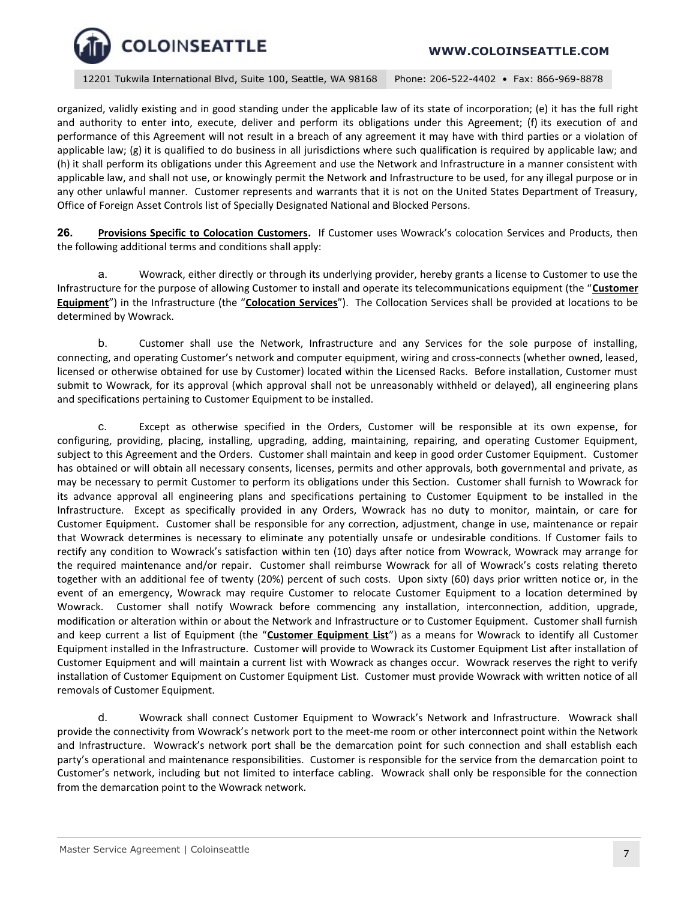organized, validly existing and in good standing under the applicable law of its state of incorporation; (e) it has the full right and authority to enter into, execute, deliver and perform its obligations under this Agreement; (f) its execution of and performance of this Agreement will not result in a breach of any agreement it may have with third parties or a violation of applicable law; (g) it is qualified to do business in all jurisdictions where such qualification is required by applicable law; and (h) it shall perform its obligations under this Agreement and use the Network and Infrastructure in a manner consistent with applicable law, and shall not use, or knowingly permit the Network and Infrastructure to be used, for any illegal purpose or in any other unlawful manner. Customer represents and warrants that it is not on the United States Department of Treasury, Office of Foreign Asset Controls list of Specially Designated National and Blocked Persons.

**26.** **Provisions Specific to Colocation Customers.** If Customer uses Wowrack's colocation Services and Products, then the following additional terms and conditions shall apply:

a. Wowrack, either directly or through its underlying provider, hereby grants a license to Customer to use the Infrastructure for the purpose of allowing Customer to install and operate its telecommunications equipment (the "**Customer Equipment**") in the Infrastructure (the "**Colocation Services**"). The Collocation Services shall be provided at locations to be determined by Wowrack.

b. Customer shall use the Network, Infrastructure and any Services for the sole purpose of installing, connecting, and operating Customer's network and computer equipment, wiring and cross-connects (whether owned, leased, licensed or otherwise obtained for use by Customer) located within the Licensed Racks. Before installation, Customer must submit to Wowrack, for its approval (which approval shall not be unreasonably withheld or delayed), all engineering plans and specifications pertaining to Customer Equipment to be installed.

c. Except as otherwise specified in the Orders, Customer will be responsible at its own expense, for configuring, providing, placing, installing, upgrading, adding, maintaining, repairing, and operating Customer Equipment, subject to this Agreement and the Orders. Customer shall maintain and keep in good order Customer Equipment. Customer has obtained or will obtain all necessary consents, licenses, permits and other approvals, both governmental and private, as may be necessary to permit Customer to perform its obligations under this Section. Customer shall furnish to Wowrack for its advance approval all engineering plans and specifications pertaining to Customer Equipment to be installed in the Infrastructure. Except as specifically provided in any Orders, Wowrack has no duty to monitor, maintain, or care for Customer Equipment. Customer shall be responsible for any correction, adjustment, change in use, maintenance or repair that Wowrack determines is necessary to eliminate any potentially unsafe or undesirable conditions. If Customer fails to rectify any condition to Wowrack's satisfaction within ten (10) days after notice from Wowrack, Wowrack may arrange for the required maintenance and/or repair. Customer shall reimburse Wowrack for all of Wowrack's costs relating thereto together with an additional fee of twenty (20%) percent of such costs. Upon sixty (60) days prior written notice or, in the event of an emergency, Wowrack may require Customer to relocate Customer Equipment to a location determined by Wowrack. Customer shall notify Wowrack before commencing any installation, interconnection, addition, upgrade, modification or alteration within or about the Network and Infrastructure or to Customer Equipment. Customer shall furnish and keep current a list of Equipment (the "**Customer Equipment List**") as a means for Wowrack to identify all Customer Equipment installed in the Infrastructure. Customer will provide to Wowrack its Customer Equipment List after installation of Customer Equipment and will maintain a current list with Wowrack as changes occur. Wowrack reserves the right to verify installation of Customer Equipment on Customer Equipment List. Customer must provide Wowrack with written notice of all removals of Customer Equipment.

d. Wowrack shall connect Customer Equipment to Wowrack's Network and Infrastructure. Wowrack shall provide the connectivity from Wowrack's network port to the meet-me room or other interconnect point within the Network and Infrastructure. Wowrack's network port shall be the demarcation point for such connection and shall establish each party's operational and maintenance responsibilities. Customer is responsible for the service from the demarcation point to Customer's network, including but not limited to interface cabling. Wowrack shall only be responsible for the connection from the demarcation point to the Wowrack network.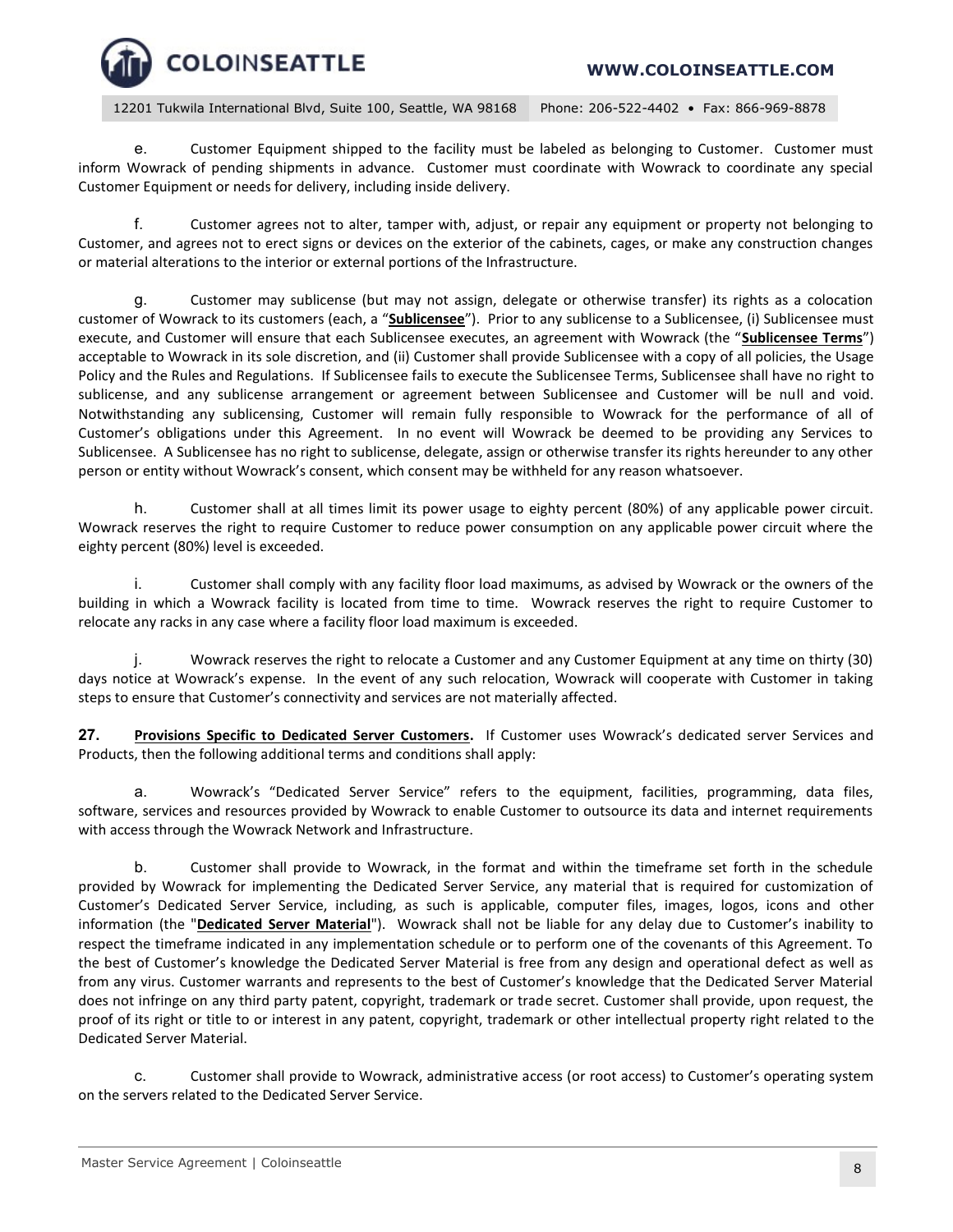e. Customer Equipment shipped to the facility must be labeled as belonging to Customer. Customer must inform Wowrack of pending shipments in advance. Customer must coordinate with Wowrack to coordinate any special Customer Equipment or needs for delivery, including inside delivery.

f. Customer agrees not to alter, tamper with, adjust, or repair any equipment or property not belonging to Customer, and agrees not to erect signs or devices on the exterior of the cabinets, cages, or make any construction changes or material alterations to the interior or external portions of the Infrastructure.

g. Customer may sublicense (but may not assign, delegate or otherwise transfer) its rights as a colocation customer of Wowrack to its customers (each, a "**Sublicensee**"). Prior to any sublicense to a Sublicensee, (i) Sublicensee must execute, and Customer will ensure that each Sublicensee executes, an agreement with Wowrack (the "**Sublicensee Terms**") acceptable to Wowrack in its sole discretion, and (ii) Customer shall provide Sublicensee with a copy of all policies, the Usage Policy and the Rules and Regulations. If Sublicensee fails to execute the Sublicensee Terms, Sublicensee shall have no right to sublicense, and any sublicense arrangement or agreement between Sublicensee and Customer will be null and void. Notwithstanding any sublicensing, Customer will remain fully responsible to Wowrack for the performance of all of Customer's obligations under this Agreement. In no event will Wowrack be deemed to be providing any Services to Sublicensee. A Sublicensee has no right to sublicense, delegate, assign or otherwise transfer its rights hereunder to any other person or entity without Wowrack's consent, which consent may be withheld for any reason whatsoever.

h. Customer shall at all times limit its power usage to eighty percent (80%) of any applicable power circuit. Wowrack reserves the right to require Customer to reduce power consumption on any applicable power circuit where the eighty percent (80%) level is exceeded.

i. Customer shall comply with any facility floor load maximums, as advised by Wowrack or the owners of the building in which a Wowrack facility is located from time to time. Wowrack reserves the right to require Customer to relocate any racks in any case where a facility floor load maximum is exceeded.

j. Wowrack reserves the right to relocate a Customer and any Customer Equipment at any time on thirty (30) days notice at Wowrack's expense. In the event of any such relocation, Wowrack will cooperate with Customer in taking steps to ensure that Customer's connectivity and services are not materially affected.

**27. Provisions Specific to Dedicated Server Customers.** If Customer uses Wowrack's dedicated server Services and Products, then the following additional terms and conditions shall apply:

a. Wowrack's "Dedicated Server Service" refers to the equipment, facilities, programming, data files, software, services and resources provided by Wowrack to enable Customer to outsource its data and internet requirements with access through the Wowrack Network and Infrastructure.

b. Customer shall provide to Wowrack, in the format and within the timeframe set forth in the schedule provided by Wowrack for implementing the Dedicated Server Service, any material that is required for customization of Customer's Dedicated Server Service, including, as such is applicable, computer files, images, logos, icons and other information (the "**Dedicated Server Material**"). Wowrack shall not be liable for any delay due to Customer's inability to respect the timeframe indicated in any implementation schedule or to perform one of the covenants of this Agreement. To the best of Customer's knowledge the Dedicated Server Material is free from any design and operational defect as well as from any virus. Customer warrants and represents to the best of Customer's knowledge that the Dedicated Server Material does not infringe on any third party patent, copyright, trademark or trade secret. Customer shall provide, upon request, the proof of its right or title to or interest in any patent, copyright, trademark or other intellectual property right related to the Dedicated Server Material.

c. Customer shall provide to Wowrack, administrative access (or root access) to Customer's operating system on the servers related to the Dedicated Server Service.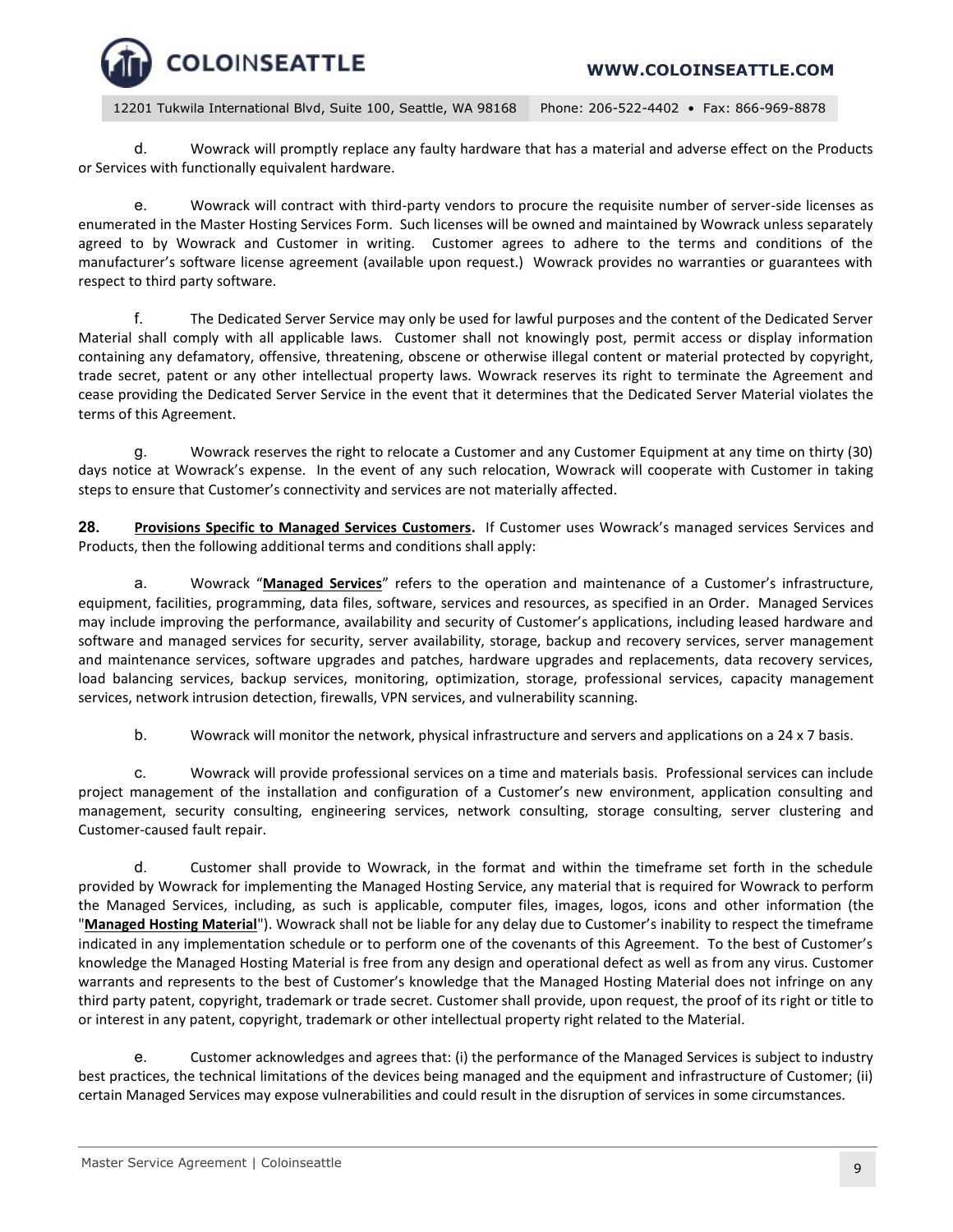d. Wowrack will promptly replace any faulty hardware that has a material and adverse effect on the Products or Services with functionally equivalent hardware.

e. Wowrack will contract with third-party vendors to procure the requisite number of server-side licenses as enumerated in the Master Hosting Services Form. Such licenses will be owned and maintained by Wowrack unless separately agreed to by Wowrack and Customer in writing. Customer agrees to adhere to the terms and conditions of the manufacturer's software license agreement (available upon request.) Wowrack provides no warranties or guarantees with respect to third party software.

f. The Dedicated Server Service may only be used for lawful purposes and the content of the Dedicated Server Material shall comply with all applicable laws. Customer shall not knowingly post, permit access or display information containing any defamatory, offensive, threatening, obscene or otherwise illegal content or material protected by copyright, trade secret, patent or any other intellectual property laws. Wowrack reserves its right to terminate the Agreement and cease providing the Dedicated Server Service in the event that it determines that the Dedicated Server Material violates the terms of this Agreement.

g. Wowrack reserves the right to relocate a Customer and any Customer Equipment at any time on thirty (30) days notice at Wowrack's expense. In the event of any such relocation, Wowrack will cooperate with Customer in taking steps to ensure that Customer's connectivity and services are not materially affected.

**28. Provisions Specific to Managed Services Customers.** If Customer uses Wowrack's managed services Services and Products, then the following additional terms and conditions shall apply:

a. Wowrack "**Managed Services**" refers to the operation and maintenance of a Customer's infrastructure, equipment, facilities, programming, data files, software, services and resources, as specified in an Order. Managed Services may include improving the performance, availability and security of Customer's applications, including leased hardware and software and managed services for security, server availability, storage, backup and recovery services, server management and maintenance services, software upgrades and patches, hardware upgrades and replacements, data recovery services, load balancing services, backup services, monitoring, optimization, storage, professional services, capacity management services, network intrusion detection, firewalls, VPN services, and vulnerability scanning.

b. Wowrack will monitor the network, physical infrastructure and servers and applications on a 24 x 7 basis.

c. Wowrack will provide professional services on a time and materials basis. Professional services can include project management of the installation and configuration of a Customer's new environment, application consulting and management, security consulting, engineering services, network consulting, storage consulting, server clustering and Customer-caused fault repair.

d. Customer shall provide to Wowrack, in the format and within the timeframe set forth in the schedule provided by Wowrack for implementing the Managed Hosting Service, any material that is required for Wowrack to perform the Managed Services, including, as such is applicable, computer files, images, logos, icons and other information (the "**Managed Hosting Material**"). Wowrack shall not be liable for any delay due to Customer's inability to respect the timeframe indicated in any implementation schedule or to perform one of the covenants of this Agreement. To the best of Customer's knowledge the Managed Hosting Material is free from any design and operational defect as well as from any virus. Customer warrants and represents to the best of Customer's knowledge that the Managed Hosting Material does not infringe on any third party patent, copyright, trademark or trade secret. Customer shall provide, upon request, the proof of its right or title to or interest in any patent, copyright, trademark or other intellectual property right related to the Material.

e. Customer acknowledges and agrees that: (i) the performance of the Managed Services is subject to industry best practices, the technical limitations of the devices being managed and the equipment and infrastructure of Customer; (ii) certain Managed Services may expose vulnerabilities and could result in the disruption of services in some circumstances.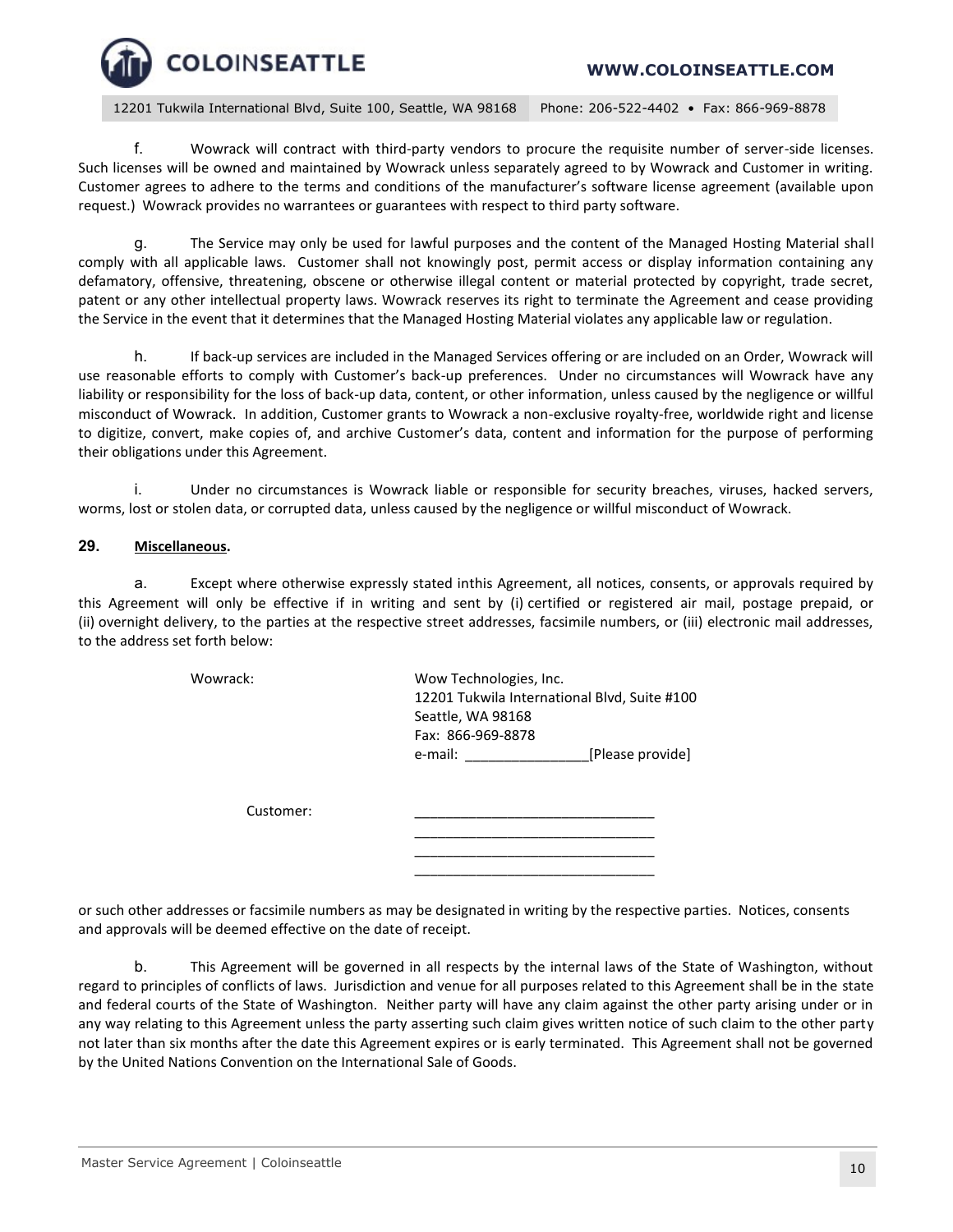f. Wowrack will contract with third-party vendors to procure the requisite number of server-side licenses. Such licenses will be owned and maintained by Wowrack unless separately agreed to by Wowrack and Customer in writing. Customer agrees to adhere to the terms and conditions of the manufacturer's software license agreement (available upon request.) Wowrack provides no warrantees or guarantees with respect to third party software.

g. The Service may only be used for lawful purposes and the content of the Managed Hosting Material shall comply with all applicable laws. Customer shall not knowingly post, permit access or display information containing any defamatory, offensive, threatening, obscene or otherwise illegal content or material protected by copyright, trade secret, patent or any other intellectual property laws. Wowrack reserves its right to terminate the Agreement and cease providing the Service in the event that it determines that the Managed Hosting Material violates any applicable law or regulation.

h. If back-up services are included in the Managed Services offering or are included on an Order, Wowrack will use reasonable efforts to comply with Customer's back-up preferences. Under no circumstances will Wowrack have any liability or responsibility for the loss of back-up data, content, or other information, unless caused by the negligence or willful misconduct of Wowrack. In addition, Customer grants to Wowrack a non-exclusive royalty-free, worldwide right and license to digitize, convert, make copies of, and archive Customer's data, content and information for the purpose of performing their obligations under this Agreement.

i. Under no circumstances is Wowrack liable or responsible for security breaches, viruses, hacked servers, worms, lost or stolen data, or corrupted data, unless caused by the negligence or willful misconduct of Wowrack.

**29. Miscellaneous.**

a. Except where otherwise expressly stated inthis Agreement, all notices, consents, or approvals required by this Agreement will only be effective if in writing and sent by (i) certified or registered air mail, postage prepaid, or (ii) overnight delivery, to the parties at the respective street addresses, facsimile numbers, or (iii) electronic mail addresses, to the address set forth below:

Wowrack:

Wow Technologies, Inc.
12201 Tukwila International Blvd, Suite #100
Seattle, WA 98168
Fax: 866-969-8878
e-mail: ________________[Please provide]

Customer:

_______________________________
_______________________________
_______________________________
_______________________________

or such other addresses or facsimile numbers as may be designated in writing by the respective parties. Notices, consents and approvals will be deemed effective on the date of receipt.

b. This Agreement will be governed in all respects by the internal laws of the State of Washington, without regard to principles of conflicts of laws. Jurisdiction and venue for all purposes related to this Agreement shall be in the state and federal courts of the State of Washington. Neither party will have any claim against the other party arising under or in any way relating to this Agreement unless the party asserting such claim gives written notice of such claim to the other party not later than six months after the date this Agreement expires or is early terminated. This Agreement shall not be governed by the United Nations Convention on the International Sale of Goods.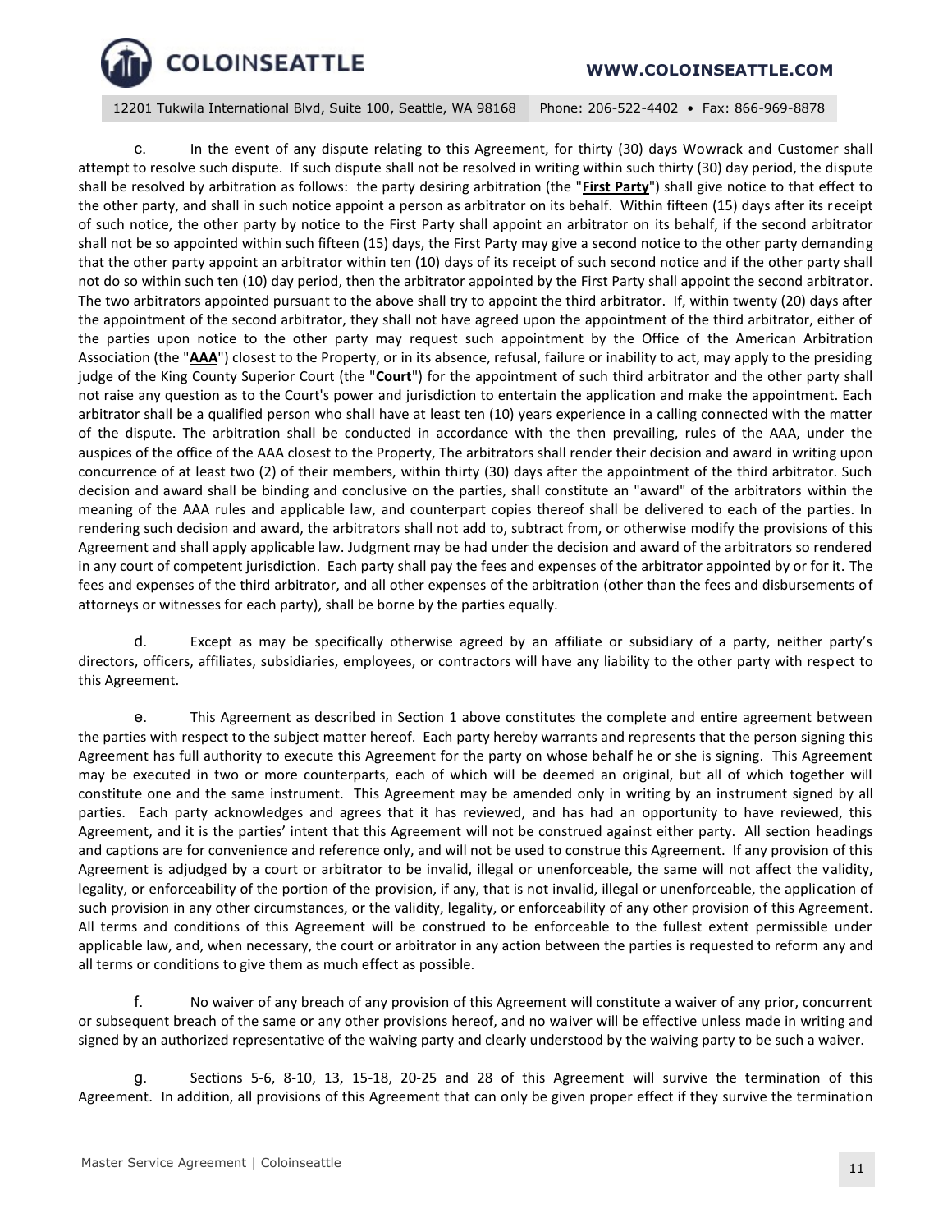c. In the event of any dispute relating to this Agreement, for thirty (30) days Wowrack and Customer shall attempt to resolve such dispute. If such dispute shall not be resolved in writing within such thirty (30) day period, the dispute shall be resolved by arbitration as follows: the party desiring arbitration (the "**First Party**") shall give notice to that effect to the other party, and shall in such notice appoint a person as arbitrator on its behalf. Within fifteen (15) days after its receipt of such notice, the other party by notice to the First Party shall appoint an arbitrator on its behalf, if the second arbitrator shall not be so appointed within such fifteen (15) days, the First Party may give a second notice to the other party demanding that the other party appoint an arbitrator within ten (10) days of its receipt of such second notice and if the other party shall not do so within such ten (10) day period, then the arbitrator appointed by the First Party shall appoint the second arbitrator. The two arbitrators appointed pursuant to the above shall try to appoint the third arbitrator. If, within twenty (20) days after the appointment of the second arbitrator, they shall not have agreed upon the appointment of the third arbitrator, either of the parties upon notice to the other party may request such appointment by the Office of the American Arbitration Association (the "**AAA**") closest to the Property, or in its absence, refusal, failure or inability to act, may apply to the presiding judge of the King County Superior Court (the "**Court**") for the appointment of such third arbitrator and the other party shall not raise any question as to the Court's power and jurisdiction to entertain the application and make the appointment. Each arbitrator shall be a qualified person who shall have at least ten (10) years experience in a calling connected with the matter of the dispute. The arbitration shall be conducted in accordance with the then prevailing, rules of the AAA, under the auspices of the office of the AAA closest to the Property, The arbitrators shall render their decision and award in writing upon concurrence of at least two (2) of their members, within thirty (30) days after the appointment of the third arbitrator. Such decision and award shall be binding and conclusive on the parties, shall constitute an "award" of the arbitrators within the meaning of the AAA rules and applicable law, and counterpart copies thereof shall be delivered to each of the parties. In rendering such decision and award, the arbitrators shall not add to, subtract from, or otherwise modify the provisions of this Agreement and shall apply applicable law. Judgment may be had under the decision and award of the arbitrators so rendered in any court of competent jurisdiction. Each party shall pay the fees and expenses of the arbitrator appointed by or for it. The fees and expenses of the third arbitrator, and all other expenses of the arbitration (other than the fees and disbursements of attorneys or witnesses for each party), shall be borne by the parties equally.

d. Except as may be specifically otherwise agreed by an affiliate or subsidiary of a party, neither party's directors, officers, affiliates, subsidiaries, employees, or contractors will have any liability to the other party with respect to this Agreement.

e. This Agreement as described in Section 1 above constitutes the complete and entire agreement between the parties with respect to the subject matter hereof. Each party hereby warrants and represents that the person signing this Agreement has full authority to execute this Agreement for the party on whose behalf he or she is signing. This Agreement may be executed in two or more counterparts, each of which will be deemed an original, but all of which together will constitute one and the same instrument. This Agreement may be amended only in writing by an instrument signed by all parties. Each party acknowledges and agrees that it has reviewed, and has had an opportunity to have reviewed, this Agreement, and it is the parties' intent that this Agreement will not be construed against either party. All section headings and captions are for convenience and reference only, and will not be used to construe this Agreement. If any provision of this Agreement is adjudged by a court or arbitrator to be invalid, illegal or unenforceable, the same will not affect the validity, legality, or enforceability of the portion of the provision, if any, that is not invalid, illegal or unenforceable, the application of such provision in any other circumstances, or the validity, legality, or enforceability of any other provision of this Agreement. All terms and conditions of this Agreement will be construed to be enforceable to the fullest extent permissible under applicable law, and, when necessary, the court or arbitrator in any action between the parties is requested to reform any and all terms or conditions to give them as much effect as possible.

f. No waiver of any breach of any provision of this Agreement will constitute a waiver of any prior, concurrent or subsequent breach of the same or any other provisions hereof, and no waiver will be effective unless made in writing and signed by an authorized representative of the waiving party and clearly understood by the waiving party to be such a waiver.

g. Sections 5-6, 8-10, 13, 15-18, 20-25 and 28 of this Agreement will survive the termination of this Agreement. In addition, all provisions of this Agreement that can only be given proper effect if they survive the termination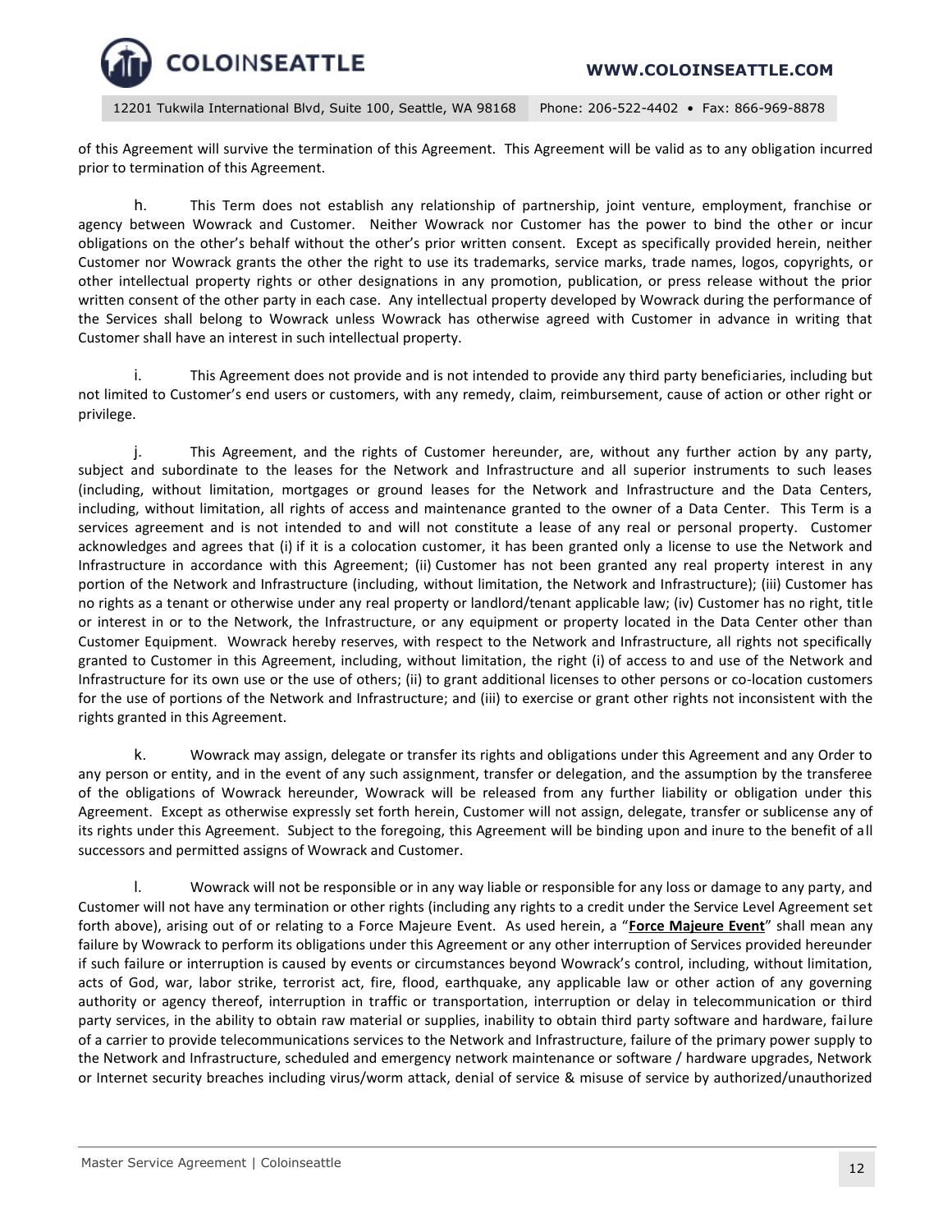of this Agreement will survive the termination of this Agreement. This Agreement will be valid as to any obligation incurred prior to termination of this Agreement.

h. This Term does not establish any relationship of partnership, joint venture, employment, franchise or agency between Wowrack and Customer. Neither Wowrack nor Customer has the power to bind the other or incur obligations on the other's behalf without the other's prior written consent. Except as specifically provided herein, neither Customer nor Wowrack grants the other the right to use its trademarks, service marks, trade names, logos, copyrights, or other intellectual property rights or other designations in any promotion, publication, or press release without the prior written consent of the other party in each case. Any intellectual property developed by Wowrack during the performance of the Services shall belong to Wowrack unless Wowrack has otherwise agreed with Customer in advance in writing that Customer shall have an interest in such intellectual property.

i. This Agreement does not provide and is not intended to provide any third party beneficiaries, including but not limited to Customer's end users or customers, with any remedy, claim, reimbursement, cause of action or other right or privilege.

j. This Agreement, and the rights of Customer hereunder, are, without any further action by any party, subject and subordinate to the leases for the Network and Infrastructure and all superior instruments to such leases (including, without limitation, mortgages or ground leases for the Network and Infrastructure and the Data Centers, including, without limitation, all rights of access and maintenance granted to the owner of a Data Center. This Term is a services agreement and is not intended to and will not constitute a lease of any real or personal property. Customer acknowledges and agrees that (i) if it is a colocation customer, it has been granted only a license to use the Network and Infrastructure in accordance with this Agreement; (ii) Customer has not been granted any real property interest in any portion of the Network and Infrastructure (including, without limitation, the Network and Infrastructure); (iii) Customer has no rights as a tenant or otherwise under any real property or landlord/tenant applicable law; (iv) Customer has no right, title or interest in or to the Network, the Infrastructure, or any equipment or property located in the Data Center other than Customer Equipment. Wowrack hereby reserves, with respect to the Network and Infrastructure, all rights not specifically granted to Customer in this Agreement, including, without limitation, the right (i) of access to and use of the Network and Infrastructure for its own use or the use of others; (ii) to grant additional licenses to other persons or co-location customers for the use of portions of the Network and Infrastructure; and (iii) to exercise or grant other rights not inconsistent with the rights granted in this Agreement.

k. Wowrack may assign, delegate or transfer its rights and obligations under this Agreement and any Order to any person or entity, and in the event of any such assignment, transfer or delegation, and the assumption by the transferee of the obligations of Wowrack hereunder, Wowrack will be released from any further liability or obligation under this Agreement. Except as otherwise expressly set forth herein, Customer will not assign, delegate, transfer or sublicense any of its rights under this Agreement. Subject to the foregoing, this Agreement will be binding upon and inure to the benefit of all successors and permitted assigns of Wowrack and Customer.

l. Wowrack will not be responsible or in any way liable or responsible for any loss or damage to any party, and Customer will not have any termination or other rights (including any rights to a credit under the Service Level Agreement set forth above), arising out of or relating to a Force Majeure Event. As used herein, a "**Force Majeure Event**" shall mean any failure by Wowrack to perform its obligations under this Agreement or any other interruption of Services provided hereunder if such failure or interruption is caused by events or circumstances beyond Wowrack's control, including, without limitation, acts of God, war, labor strike, terrorist act, fire, flood, earthquake, any applicable law or other action of any governing authority or agency thereof, interruption in traffic or transportation, interruption or delay in telecommunication or third party services, in the ability to obtain raw material or supplies, inability to obtain third party software and hardware, failure of a carrier to provide telecommunications services to the Network and Infrastructure, failure of the primary power supply to the Network and Infrastructure, scheduled and emergency network maintenance or software / hardware upgrades, Network or Internet security breaches including virus/worm attack, denial of service & misuse of service by authorized/unauthorized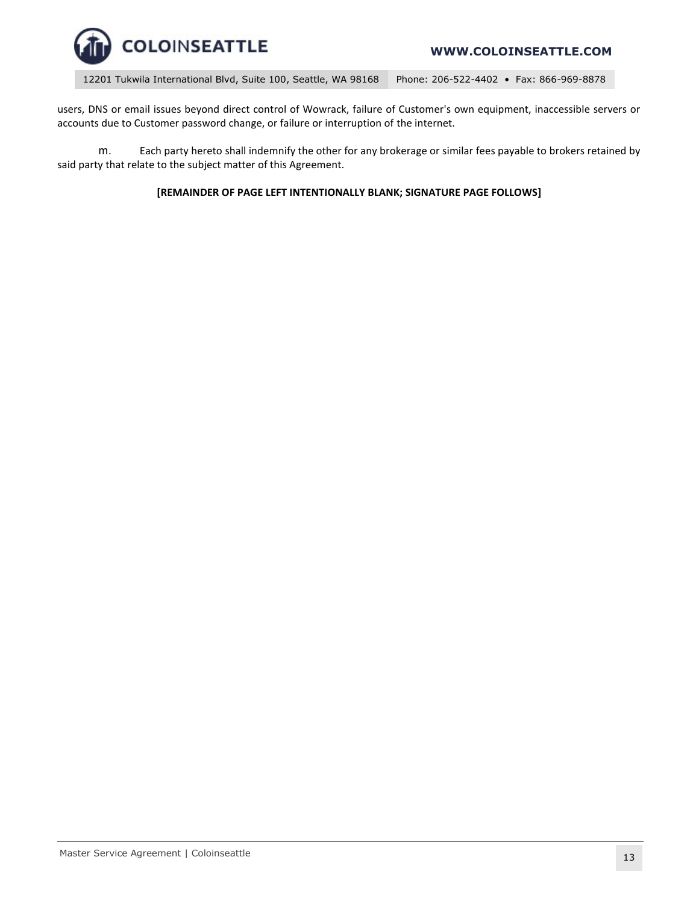users, DNS or email issues beyond direct control of Wowrack, failure of Customer's own equipment, inaccessible servers or accounts due to Customer password change, or failure or interruption of the internet.

m. Each party hereto shall indemnify the other for any brokerage or similar fees payable to brokers retained by said party that relate to the subject matter of this Agreement.

**[REMAINDER OF PAGE LEFT INTENTIONALLY BLANK; SIGNATURE PAGE FOLLOWS]**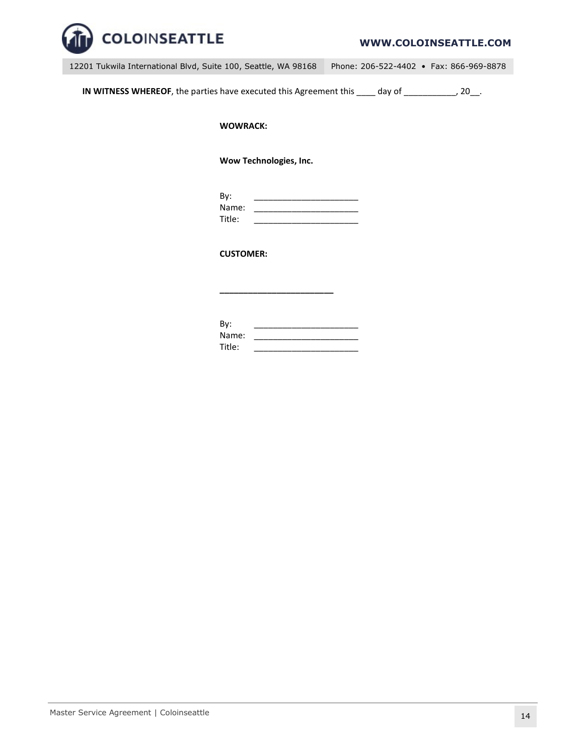**IN WITNESS WHEREOF**, the parties have executed this Agreement this ____ day of ___________, 20__.

**WOWRACK:**

**Wow Technologies, Inc.**

By: ______________________
Name: ______________________
Title: ______________________

**CUSTOMER:**

**________________________**

By: ______________________
Name: ______________________
Title: ______________________